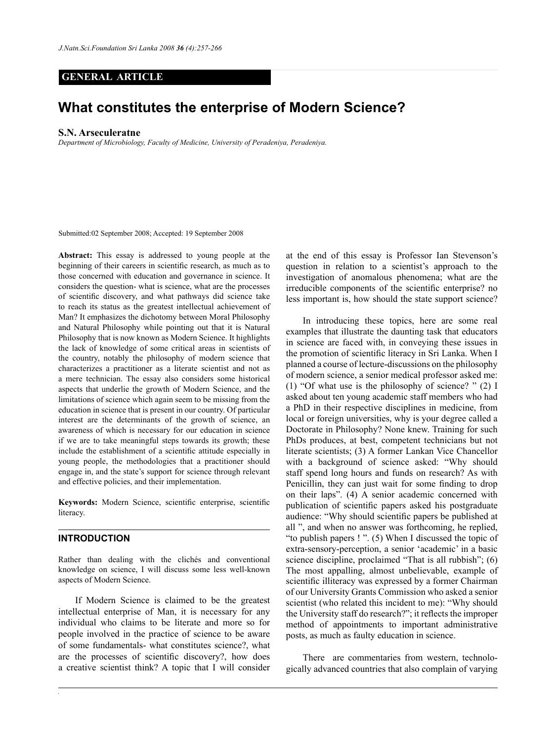GENERAL ARTICLE

# What constitutes the enterprise of Modern Science?

**S.N. Arseculeratne**

*Department of Microbiology, Faculty of Medicine, University of Peradeniya, Peradeniya.*

Submitted:02 September 2008; Accepted: 19 September 2008

**Abstract:** This essay is addressed to young people at the beginning of their careers in scientific research, as much as to those concerned with education and governance in science. It considers the question- what is science, what are the processes of scientific discovery, and what pathways did science take to reach its status as the greatest intellectual achievement of Man? It emphasizes the dichotomy between Moral Philosophy and Natural Philosophy while pointing out that it is Natural Philosophy that is now known as Modern Science. It highlights the lack of knowledge of some critical areas in scientists of the country, notably the philosophy of modern science that characterizes a practitioner as a literate scientist and not as a mere technician. The essay also considers some historical aspects that underlie the growth of Modern Science, and the limitations of science which again seem to be missing from the education in science that is present in our country. Of particular interest are the determinants of the growth of science, an awareness of which is necessary for our education in science if we are to take meaningful steps towards its growth; these include the establishment of a scientific attitude especially in young people, the methodologies that a practitioner should engage in, and the state's support for science through relevant and effective policies, and their implementation.

**Keywords:** Modern Science, scientific enterprise, scientific literacy.

## INTRODUCTION

Rather than dealing with the clichés and conventional knowledge on science, I will discuss some less well-known aspects of Modern Science.

If Modern Science is claimed to be the greatest intellectual enterprise of Man, it is necessary for any individual who claims to be literate and more so for people involved in the practice of science to be aware of some fundamentals- what constitutes science?, what are the processes of scientific discovery?, how does a creative scientist think? A topic that I will consider at the end of this essay is Professor Ian Stevenson's question in relation to a scientist's approach to the investigation of anomalous phenomena; what are the irreducible components of the scientific enterprise? no less important is, how should the state support science?

In introducing these topics, here are some real examples that illustrate the daunting task that educators in science are faced with, in conveying these issues in the promotion of scientific literacy in Sri Lanka. When I planned a course of lecture-discussions on the philosophy of modern science, a senior medical professor asked me: (1) "Of what use is the philosophy of science? " (2) I asked about ten young academic staff members who had a PhD in their respective disciplines in medicine, from local or foreign universities, why is your degree called a Doctorate in Philosophy? None knew. Training for such PhDs produces, at best, competent technicians but not literate scientists; (3) A former Lankan Vice Chancellor with a background of science asked: "Why should staff spend long hours and funds on research? As with Penicillin, they can just wait for some finding to drop on their laps". (4) A senior academic concerned with publication of scientific papers asked his postgraduate audience: "Why should scientific papers be published at all ", and when no answer was forthcoming, he replied, "to publish papers ! ". (5) When I discussed the topic of extra-sensory-perception, a senior 'academic' in a basic science discipline, proclaimed "That is all rubbish"; (6) The most appalling, almost unbelievable, example of scientific illiteracy was expressed by a former Chairman of our University Grants Commission who asked a senior scientist (who related this incident to me): "Why should the University staff do research?"; it reflects the improper method of appointments to important administrative posts, as much as faulty education in science.

There are commentaries from western, technologically advanced countries that also complain of varying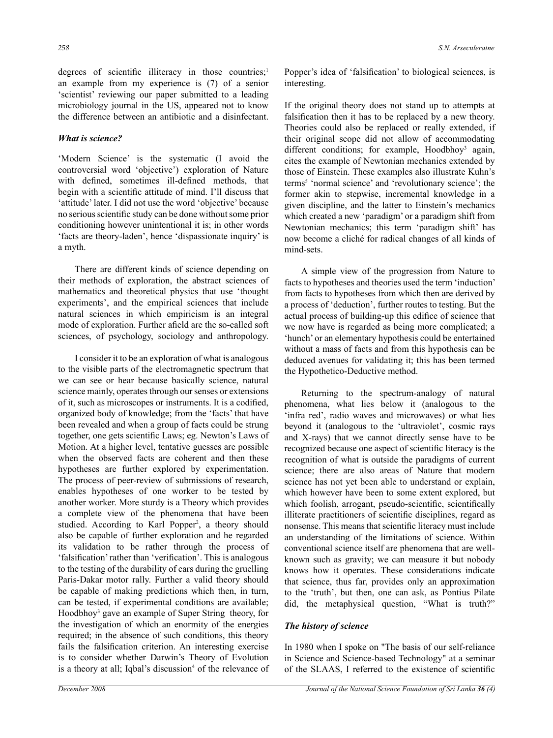degrees of scientific illiteracy in those countries;[1] an example from my experience is (7) of a senior 'scientist' reviewing our paper submitted to a leading microbiology journal in the US, appeared not to know the difference between an antibiotic and a disinfectant.

### *What is science?*

'Modern Science' is the systematic (I avoid the controversial word 'objective') exploration of Nature with defined, sometimes ill-defined methods, that begin with a scientific attitude of mind. I'll discuss that 'attitude' later. I did not use the word 'objective' because no serious scientific study can be done without some prior conditioning however unintentional it is; in other words 'facts are theory-laden', hence 'dispassionate inquiry' is a myth.

There are different kinds of science depending on their methods of exploration, the abstract sciences of mathematics and theoretical physics that use 'thought experiments', and the empirical sciences that include natural sciences in which empiricism is an integral mode of exploration. Further afield are the so-called soft sciences, of psychology, sociology and anthropology.

I consider it to be an exploration of what is analogous to the visible parts of the electromagnetic spectrum that we can see or hear because basically science, natural science mainly, operates through our senses or extensions of it, such as microscopes or instruments. It is a codified, organized body of knowledge; from the 'facts' that have been revealed and when a group of facts could be strung together, one gets scientific Laws; eg. Newton's Laws of Motion. At a higher level, tentative guesses are possible when the observed facts are coherent and then these hypotheses are further explored by experimentation. The process of peer-review of submissions of research, enables hypotheses of one worker to be tested by another worker. More sturdy is a Theory which provides a complete view of the phenomena that have been studied. According to Karl Popper[2], a theory should also be capable of further exploration and he regarded its validation to be rather through the process of 'falsification' rather than 'verification'. This is analogous to the testing of the durability of cars during the gruelling Paris-Dakar motor rally. Further a valid theory should be capable of making predictions which then, in turn, can be tested, if experimental conditions are available; Hoodbhoy[3] gave an example of Super String theory, for the investigation of which an enormity of the energies required; in the absence of such conditions, this theory fails the falsification criterion. An interesting exercise is to consider whether Darwin's Theory of Evolution is a theory at all; Iqbal's discussion[4] of the relevance of Popper's idea of 'falsification' to biological sciences, is interesting.

If the original theory does not stand up to attempts at falsification then it has to be replaced by a new theory. Theories could also be replaced or really extended, if their original scope did not allow of accommodating different conditions; for example, Hoodbhoy[3] again, cites the example of Newtonian mechanics extended by those of Einstein. These examples also illustrate Kuhn's terms[5] 'normal science' and 'revolutionary science'; the former akin to stepwise, incremental knowledge in a given discipline, and the latter to Einstein's mechanics which created a new 'paradigm' or a paradigm shift from Newtonian mechanics; this term 'paradigm shift' has now become a cliché for radical changes of all kinds of mind-sets.

A simple view of the progression from Nature to facts to hypotheses and theories used the term 'induction' from facts to hypotheses from which then are derived by a process of 'deduction', further routes to testing. But the actual process of building-up this edifice of science that we now have is regarded as being more complicated; a 'hunch' or an elementary hypothesis could be entertained without a mass of facts and from this hypothesis can be deduced avenues for validating it; this has been termed the Hypothetico-Deductive method.

Returning to the spectrum-analogy of natural phenomena, what lies below it (analogous to the 'infra red', radio waves and microwaves) or what lies beyond it (analogous to the 'ultraviolet', cosmic rays and X-rays) that we cannot directly sense have to be recognized because one aspect of scientific literacy is the recognition of what is outside the paradigms of current science; there are also areas of Nature that modern science has not yet been able to understand or explain, which however have been to some extent explored, but which foolish, arrogant, pseudo-scientific, scientifically illiterate practitioners of scientific disciplines, regard as nonsense. This means that scientific literacy must include an understanding of the limitations of science. Within conventional science itself are phenomena that are well-known such as gravity; we can measure it but nobody knows how it operates. These considerations indicate that science, thus far, provides only an approximation to the 'truth', but then, one can ask, as Pontius Pilate did, the metaphysical question, "What is truth?"

### *The history of science*

In 1980 when I spoke on "The basis of our self-reliance in Science and Science-based Technology" at a seminar of the SLAAS, I referred to the existence of scientific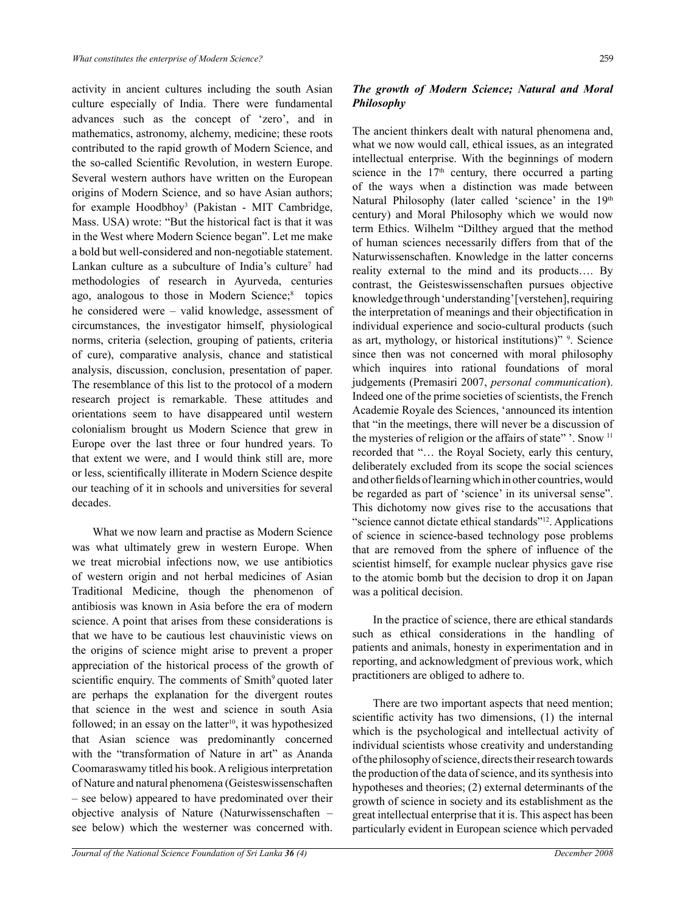activity in ancient cultures including the south Asian culture especially of India. There were fundamental advances such as the concept of 'zero', and in mathematics, astronomy, alchemy, medicine; these roots contributed to the rapid growth of Modern Science, and the so-called Scientific Revolution, in western Europe. Several western authors have written on the European origins of Modern Science, and so have Asian authors; for example Hoodbhoy[3] (Pakistan - MIT Cambridge, Mass. USA) wrote: "But the historical fact is that it was in the West where Modern Science began". Let me make a bold but well-considered and non-negotiable statement. Lankan culture as a subculture of India's culture[7] had methodologies of research in Ayurveda, centuries ago, analogous to those in Modern Science;[8] topics he considered were – valid knowledge, assessment of circumstances, the investigator himself, physiological norms, criteria (selection, grouping of patients, criteria of cure), comparative analysis, chance and statistical analysis, discussion, conclusion, presentation of paper. The resemblance of this list to the protocol of a modern research project is remarkable. These attitudes and orientations seem to have disappeared until western colonialism brought us Modern Science that grew in Europe over the last three or four hundred years. To that extent we were, and I would think still are, more or less, scientifically illiterate in Modern Science despite our teaching of it in schools and universities for several decades.

What we now learn and practise as Modern Science was what ultimately grew in western Europe. When we treat microbial infections now, we use antibiotics of western origin and not herbal medicines of Asian Traditional Medicine, though the phenomenon of antibiosis was known in Asia before the era of modern science. A point that arises from these considerations is that we have to be cautious lest chauvinistic views on the origins of science might arise to prevent a proper appreciation of the historical process of the growth of scientific enquiry. The comments of Smith[9] quoted later are perhaps the explanation for the divergent routes that science in the west and science in south Asia followed; in an essay on the latter[10], it was hypothesized that Asian science was predominantly concerned with the "transformation of Nature in art" as Ananda Coomaraswamy titled his book. A religious interpretation of Nature and natural phenomena (Geisteswissenschaften – see below) appeared to have predominated over their objective analysis of Nature (Naturwissenschaften – see below) which the westerner was concerned with.

### *The growth of Modern Science; Natural and Moral Philosophy*

The ancient thinkers dealt with natural phenomena and, what we now would call, ethical issues, as an integrated intellectual enterprise. With the beginnings of modern science in the 17th century, there occurred a parting of the ways when a distinction was made between Natural Philosophy (later called 'science' in the 19th century) and Moral Philosophy which we would now term Ethics. Wilhelm "Dilthey argued that the method of human sciences necessarily differs from that of the Naturwissenschaften. Knowledge in the latter concerns reality external to the mind and its products…. By contrast, the Geisteswissenschaften pursues objective knowledge through 'understanding' [verstehen], requiring the interpretation of meanings and their objectification in individual experience and socio-cultural products (such as art, mythology, or historical institutions)" [9]. Science since then was not concerned with moral philosophy which inquires into rational foundations of moral judgements (Premasiri 2007, *personal communication*). Indeed one of the prime societies of scientists, the French Academie Royale des Sciences, 'announced its intention that "in the meetings, there will never be a discussion of the mysteries of religion or the affairs of state" '. Snow [11] recorded that "… the Royal Society, early this century, deliberately excluded from its scope the social sciences and other fields of learning which in other countries, would be regarded as part of 'science' in its universal sense". This dichotomy now gives rise to the accusations that "science cannot dictate ethical standards"[12]. Applications of science in science-based technology pose problems that are removed from the sphere of influence of the scientist himself, for example nuclear physics gave rise to the atomic bomb but the decision to drop it on Japan was a political decision.

In the practice of science, there are ethical standards such as ethical considerations in the handling of patients and animals, honesty in experimentation and in reporting, and acknowledgment of previous work, which practitioners are obliged to adhere to.

There are two important aspects that need mention; scientific activity has two dimensions, (1) the internal which is the psychological and intellectual activity of individual scientists whose creativity and understanding of the philosophy of science, directs their research towards the production of the data of science, and its synthesis into hypotheses and theories; (2) external determinants of the growth of science in society and its establishment as the great intellectual enterprise that it is. This aspect has been particularly evident in European science which pervaded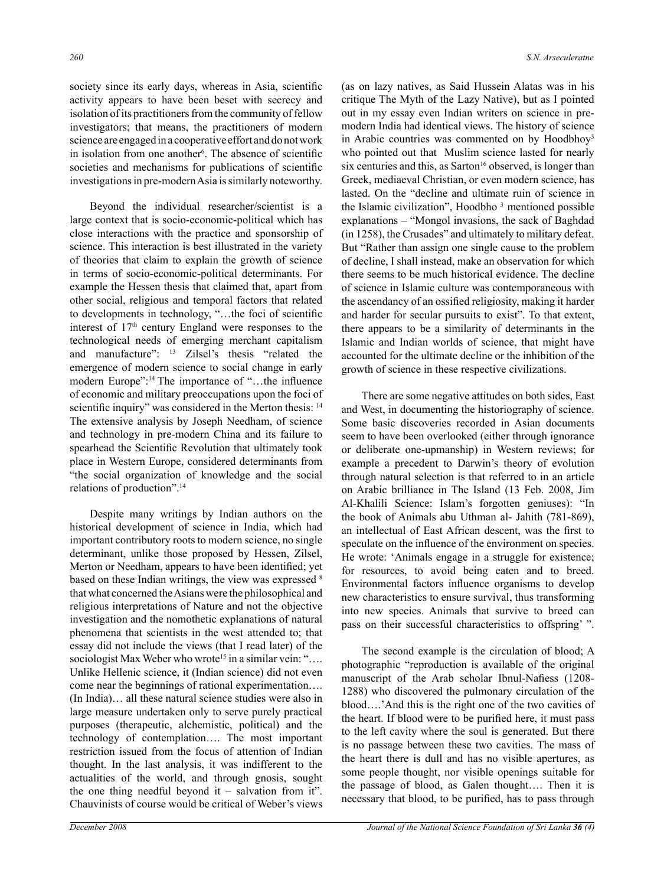society since its early days, whereas in Asia, scientific activity appears to have been beset with secrecy and isolation of its practitioners from the community of fellow investigators; that means, the practitioners of modern science are engaged in a cooperative effort and do not work in isolation from one another[6]. The absence of scientific societies and mechanisms for publications of scientific investigations in pre-modern Asia is similarly noteworthy.

Beyond the individual researcher/scientist is a large context that is socio-economic-political which has close interactions with the practice and sponsorship of science. This interaction is best illustrated in the variety of theories that claim to explain the growth of science in terms of socio-economic-political determinants. For example the Hessen thesis that claimed that, apart from other social, religious and temporal factors that related to developments in technology, "…the foci of scientific interest of 17th century England were responses to the technological needs of emerging merchant capitalism and manufacture": [13] Zilsel's thesis "related the emergence of modern science to social change in early modern Europe":[14] The importance of "…the influence of economic and military preoccupations upon the foci of scientific inquiry" was considered in the Merton thesis: [14] The extensive analysis by Joseph Needham, of science and technology in pre-modern China and its failure to spearhead the Scientific Revolution that ultimately took place in Western Europe, considered determinants from "the social organization of knowledge and the social relations of production".[14]

Despite many writings by Indian authors on the historical development of science in India, which had important contributory roots to modern science, no single determinant, unlike those proposed by Hessen, Zilsel, Merton or Needham, appears to have been identified; yet based on these Indian writings, the view was expressed [8] that what concerned the Asians were the philosophical and religious interpretations of Nature and not the objective investigation and the nomothetic explanations of natural phenomena that scientists in the west attended to; that essay did not include the views (that I read later) of the sociologist Max Weber who wrote[15] in a similar vein: "…. Unlike Hellenic science, it (Indian science) did not even come near the beginnings of rational experimentation…. (In India)… all these natural science studies were also in large measure undertaken only to serve purely practical purposes (therapeutic, alchemistic, political) and the technology of contemplation…. The most important restriction issued from the focus of attention of Indian thought. In the last analysis, it was indifferent to the actualities of the world, and through gnosis, sought the one thing needful beyond it – salvation from it". Chauvinists of course would be critical of Weber's views (as on lazy natives, as Said Hussein Alatas was in his critique The Myth of the Lazy Native), but as I pointed out in my essay even Indian writers on science in pre-modern India had identical views. The history of science in Arabic countries was commented on by Hoodbhoy[3] who pointed out that Muslim science lasted for nearly six centuries and this, as Sarton[16] observed, is longer than Greek, mediaeval Christian, or even modern science, has lasted. On the "decline and ultimate ruin of science in the Islamic civilization", Hoodbho [3] mentioned possible explanations – "Mongol invasions, the sack of Baghdad (in 1258), the Crusades" and ultimately to military defeat. But "Rather than assign one single cause to the problem of decline, I shall instead, make an observation for which there seems to be much historical evidence. The decline of science in Islamic culture was contemporaneous with the ascendancy of an ossified religiosity, making it harder and harder for secular pursuits to exist". To that extent, there appears to be a similarity of determinants in the Islamic and Indian worlds of science, that might have accounted for the ultimate decline or the inhibition of the growth of science in these respective civilizations.

There are some negative attitudes on both sides, East and West, in documenting the historiography of science. Some basic discoveries recorded in Asian documents seem to have been overlooked (either through ignorance or deliberate one-upmanship) in Western reviews; for example a precedent to Darwin's theory of evolution through natural selection is that referred to in an article on Arabic brilliance in The Island (13 Feb. 2008, Jim Al-Khalili Science: Islam's forgotten geniuses): "In the book of Animals abu Uthman al- Jahith (781-869), an intellectual of East African descent, was the first to speculate on the influence of the environment on species. He wrote: 'Animals engage in a struggle for existence; for resources, to avoid being eaten and to breed. Environmental factors influence organisms to develop new characteristics to ensure survival, thus transforming into new species. Animals that survive to breed can pass on their successful characteristics to offspring' ".

The second example is the circulation of blood; A photographic "reproduction is available of the original manuscript of the Arab scholar Ibnul-Nafiess (1208-1288) who discovered the pulmonary circulation of the blood….'And this is the right one of the two cavities of the heart. If blood were to be purified here, it must pass to the left cavity where the soul is generated. But there is no passage between these two cavities. The mass of the heart there is dull and has no visible apertures, as some people thought, nor visible openings suitable for the passage of blood, as Galen thought…. Then it is necessary that blood, to be purified, has to pass through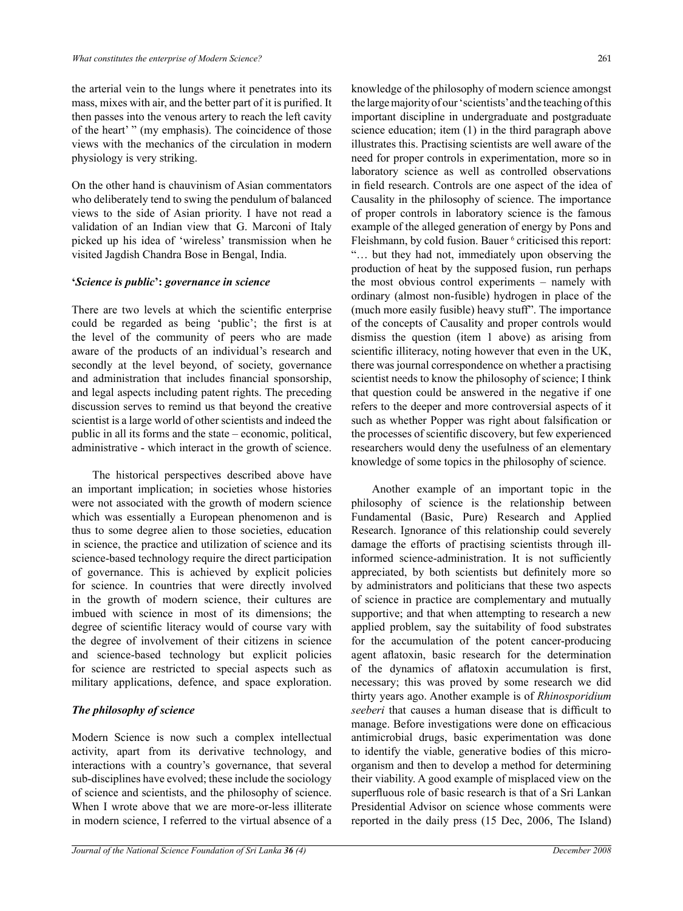the arterial vein to the lungs where it penetrates into its mass, mixes with air, and the better part of it is purified. It then passes into the venous artery to reach the left cavity of the heart' " (my emphasis). The coincidence of those views with the mechanics of the circulation in modern physiology is very striking.

On the other hand is chauvinism of Asian commentators who deliberately tend to swing the pendulum of balanced views to the side of Asian priority. I have not read a validation of an Indian view that G. Marconi of Italy picked up his idea of 'wireless' transmission when he visited Jagdish Chandra Bose in Bengal, India.

### '*Science is public*': *governance in science*

There are two levels at which the scientific enterprise could be regarded as being 'public'; the first is at the level of the community of peers who are made aware of the products of an individual's research and secondly at the level beyond, of society, governance and administration that includes financial sponsorship, and legal aspects including patent rights. The preceding discussion serves to remind us that beyond the creative scientist is a large world of other scientists and indeed the public in all its forms and the state – economic, political, administrative - which interact in the growth of science.

The historical perspectives described above have an important implication; in societies whose histories were not associated with the growth of modern science which was essentially a European phenomenon and is thus to some degree alien to those societies, education in science, the practice and utilization of science and its science-based technology require the direct participation of governance. This is achieved by explicit policies for science. In countries that were directly involved in the growth of modern science, their cultures are imbued with science in most of its dimensions; the degree of scientific literacy would of course vary with the degree of involvement of their citizens in science and science-based technology but explicit policies for science are restricted to special aspects such as military applications, defence, and space exploration.

### *The philosophy of science*

Modern Science is now such a complex intellectual activity, apart from its derivative technology, and interactions with a country's governance, that several sub-disciplines have evolved; these include the sociology of science and scientists, and the philosophy of science. When I wrote above that we are more-or-less illiterate in modern science, I referred to the virtual absence of a knowledge of the philosophy of modern science amongst the large majority of our 'scientists' and the teaching of this important discipline in undergraduate and postgraduate science education; item (1) in the third paragraph above illustrates this. Practising scientists are well aware of the need for proper controls in experimentation, more so in laboratory science as well as controlled observations in field research. Controls are one aspect of the idea of Causality in the philosophy of science. The importance of proper controls in laboratory science is the famous example of the alleged generation of energy by Pons and Fleishmann, by cold fusion. Bauer [6] criticised this report: "… but they had not, immediately upon observing the production of heat by the supposed fusion, run perhaps the most obvious control experiments – namely with ordinary (almost non-fusible) hydrogen in place of the (much more easily fusible) heavy stuff". The importance of the concepts of Causality and proper controls would dismiss the question (item 1 above) as arising from scientific illiteracy, noting however that even in the UK, there was journal correspondence on whether a practising scientist needs to know the philosophy of science; I think that question could be answered in the negative if one refers to the deeper and more controversial aspects of it such as whether Popper was right about falsification or the processes of scientific discovery, but few experienced researchers would deny the usefulness of an elementary knowledge of some topics in the philosophy of science.

Another example of an important topic in the philosophy of science is the relationship between Fundamental (Basic, Pure) Research and Applied Research. Ignorance of this relationship could severely damage the efforts of practising scientists through ill-informed science-administration. It is not sufficiently appreciated, by both scientists but definitely more so by administrators and politicians that these two aspects of science in practice are complementary and mutually supportive; and that when attempting to research a new applied problem, say the suitability of food substrates for the accumulation of the potent cancer-producing agent aflatoxin, basic research for the determination of the dynamics of aflatoxin accumulation is first, necessary; this was proved by some research we did thirty years ago. Another example is of *Rhinosporidium seeberi* that causes a human disease that is difficult to manage. Before investigations were done on efficacious antimicrobial drugs, basic experimentation was done to identify the viable, generative bodies of this micro-organism and then to develop a method for determining their viability. A good example of misplaced view on the superfluous role of basic research is that of a Sri Lankan Presidential Advisor on science whose comments were reported in the daily press (15 Dec, 2006, The Island)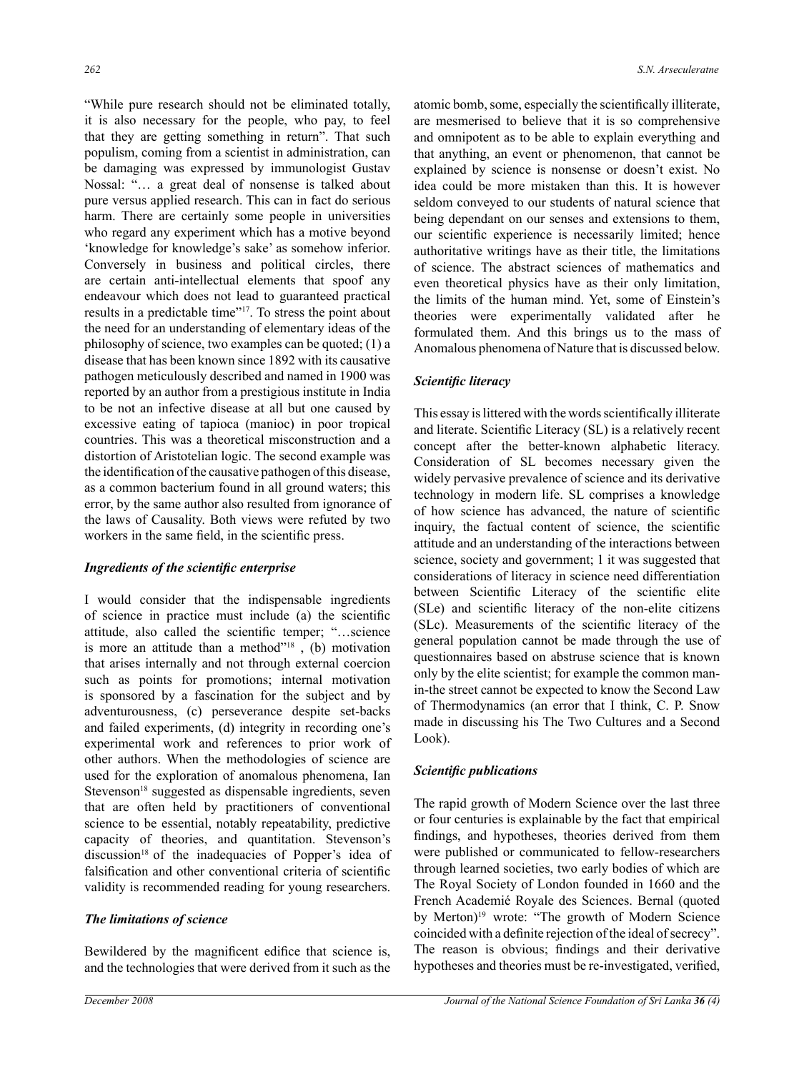"While pure research should not be eliminated totally, it is also necessary for the people, who pay, to feel that they are getting something in return". That such populism, coming from a scientist in administration, can be damaging was expressed by immunologist Gustav Nossal: "… a great deal of nonsense is talked about pure versus applied research. This can in fact do serious harm. There are certainly some people in universities who regard any experiment which has a motive beyond 'knowledge for knowledge's sake' as somehow inferior. Conversely in business and political circles, there are certain anti-intellectual elements that spoof any endeavour which does not lead to guaranteed practical results in a predictable time"[17]. To stress the point about the need for an understanding of elementary ideas of the philosophy of science, two examples can be quoted; (1) a disease that has been known since 1892 with its causative pathogen meticulously described and named in 1900 was reported by an author from a prestigious institute in India to be not an infective disease at all but one caused by excessive eating of tapioca (manioc) in poor tropical countries. This was a theoretical misconstruction and a distortion of Aristotelian logic. The second example was the identification of the causative pathogen of this disease, as a common bacterium found in all ground waters; this error, by the same author also resulted from ignorance of the laws of Causality. Both views were refuted by two workers in the same field, in the scientific press.

### *Ingredients of the scientific enterprise*

I would consider that the indispensable ingredients of science in practice must include (a) the scientific attitude, also called the scientific temper; "…science is more an attitude than a method"[18] , (b) motivation that arises internally and not through external coercion such as points for promotions; internal motivation is sponsored by a fascination for the subject and by adventurousness, (c) perseverance despite set-backs and failed experiments, (d) integrity in recording one's experimental work and references to prior work of other authors. When the methodologies of science are used for the exploration of anomalous phenomena, Ian Stevenson[18] suggested as dispensable ingredients, seven that are often held by practitioners of conventional science to be essential, notably repeatability, predictive capacity of theories, and quantitation. Stevenson's discussion[18] of the inadequacies of Popper's idea of falsification and other conventional criteria of scientific validity is recommended reading for young researchers.

### *The limitations of science*

Bewildered by the magnificent edifice that science is, and the technologies that were derived from it such as the atomic bomb, some, especially the scientifically illiterate, are mesmerised to believe that it is so comprehensive and omnipotent as to be able to explain everything and that anything, an event or phenomenon, that cannot be explained by science is nonsense or doesn't exist. No idea could be more mistaken than this. It is however seldom conveyed to our students of natural science that being dependant on our senses and extensions to them, our scientific experience is necessarily limited; hence authoritative writings have as their title, the limitations of science. The abstract sciences of mathematics and even theoretical physics have as their only limitation, the limits of the human mind. Yet, some of Einstein's theories were experimentally validated after he formulated them. And this brings us to the mass of Anomalous phenomena of Nature that is discussed below.

### *Scientific literacy*

This essay is littered with the words scientifically illiterate and literate. Scientific Literacy (SL) is a relatively recent concept after the better-known alphabetic literacy. Consideration of SL becomes necessary given the widely pervasive prevalence of science and its derivative technology in modern life. SL comprises a knowledge of how science has advanced, the nature of scientific inquiry, the factual content of science, the scientific attitude and an understanding of the interactions between science, society and government; 1 it was suggested that considerations of literacy in science need differentiation between Scientific Literacy of the scientific elite (SLe) and scientific literacy of the non-elite citizens (SLc). Measurements of the scientific literacy of the general population cannot be made through the use of questionnaires based on abstruse science that is known only by the elite scientist; for example the common man-in-the street cannot be expected to know the Second Law of Thermodynamics (an error that I think, C. P. Snow made in discussing his The Two Cultures and a Second Look).

### *Scientific publications*

The rapid growth of Modern Science over the last three or four centuries is explainable by the fact that empirical findings, and hypotheses, theories derived from them were published or communicated to fellow-researchers through learned societies, two early bodies of which are The Royal Society of London founded in 1660 and the French Academié Royale des Sciences. Bernal (quoted by Merton)[19] wrote: "The growth of Modern Science coincided with a definite rejection of the ideal of secrecy". The reason is obvious; findings and their derivative hypotheses and theories must be re-investigated, verified,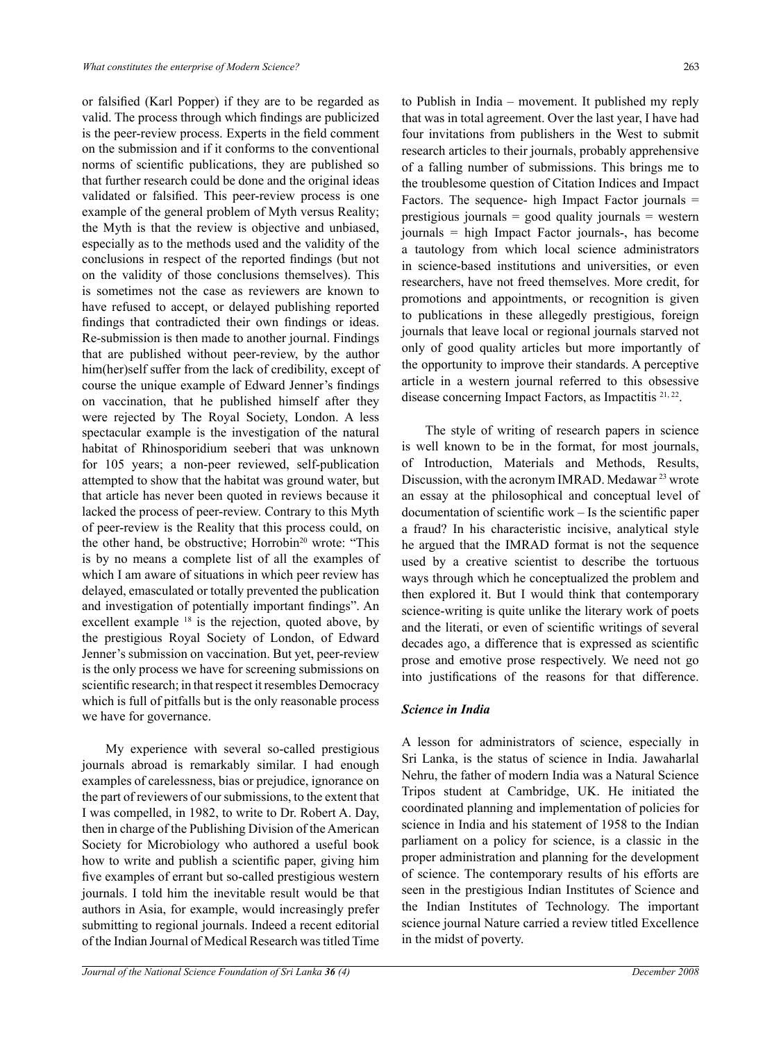or falsified (Karl Popper) if they are to be regarded as valid. The process through which findings are publicized is the peer-review process. Experts in the field comment on the submission and if it conforms to the conventional norms of scientific publications, they are published so that further research could be done and the original ideas validated or falsified. This peer-review process is one example of the general problem of Myth versus Reality; the Myth is that the review is objective and unbiased, especially as to the methods used and the validity of the conclusions in respect of the reported findings (but not on the validity of those conclusions themselves). This is sometimes not the case as reviewers are known to have refused to accept, or delayed publishing reported findings that contradicted their own findings or ideas. Re-submission is then made to another journal. Findings that are published without peer-review, by the author him(her)self suffer from the lack of credibility, except of course the unique example of Edward Jenner's findings on vaccination, that he published himself after they were rejected by The Royal Society, London. A less spectacular example is the investigation of the natural habitat of Rhinosporidium seeberi that was unknown for 105 years; a non-peer reviewed, self-publication attempted to show that the habitat was ground water, but that article has never been quoted in reviews because it lacked the process of peer-review. Contrary to this Myth of peer-review is the Reality that this process could, on the other hand, be obstructive; Horrobin[20] wrote: "This is by no means a complete list of all the examples of which I am aware of situations in which peer review has delayed, emasculated or totally prevented the publication and investigation of potentially important findings". An excellent example [18] is the rejection, quoted above, by the prestigious Royal Society of London, of Edward Jenner's submission on vaccination. But yet, peer-review is the only process we have for screening submissions on scientific research; in that respect it resembles Democracy which is full of pitfalls but is the only reasonable process we have for governance.

My experience with several so-called prestigious journals abroad is remarkably similar. I had enough examples of carelessness, bias or prejudice, ignorance on the part of reviewers of our submissions, to the extent that I was compelled, in 1982, to write to Dr. Robert A. Day, then in charge of the Publishing Division of the American Society for Microbiology who authored a useful book how to write and publish a scientific paper, giving him five examples of errant but so-called prestigious western journals. I told him the inevitable result would be that authors in Asia, for example, would increasingly prefer submitting to regional journals. Indeed a recent editorial of the Indian Journal of Medical Research was titled Time to Publish in India – movement. It published my reply that was in total agreement. Over the last year, I have had four invitations from publishers in the West to submit research articles to their journals, probably apprehensive of a falling number of submissions. This brings me to the troublesome question of Citation Indices and Impact Factors. The sequence- high Impact Factor journals = prestigious journals = good quality journals = western journals = high Impact Factor journals-, has become a tautology from which local science administrators in science-based institutions and universities, or even researchers, have not freed themselves. More credit, for promotions and appointments, or recognition is given to publications in these allegedly prestigious, foreign journals that leave local or regional journals starved not only of good quality articles but more importantly of the opportunity to improve their standards. A perceptive article in a western journal referred to this obsessive disease concerning Impact Factors, as Impactitis [21, 22].

The style of writing of research papers in science is well known to be in the format, for most journals, of Introduction, Materials and Methods, Results, Discussion, with the acronym IMRAD. Medawar [23] wrote an essay at the philosophical and conceptual level of documentation of scientific work – Is the scientific paper a fraud? In his characteristic incisive, analytical style he argued that the IMRAD format is not the sequence used by a creative scientist to describe the tortuous ways through which he conceptualized the problem and then explored it. But I would think that contemporary science-writing is quite unlike the literary work of poets and the literati, or even of scientific writings of several decades ago, a difference that is expressed as scientific prose and emotive prose respectively. We need not go into justifications of the reasons for that difference.

### *Science in India*

A lesson for administrators of science, especially in Sri Lanka, is the status of science in India. Jawaharlal Nehru, the father of modern India was a Natural Science Tripos student at Cambridge, UK. He initiated the coordinated planning and implementation of policies for science in India and his statement of 1958 to the Indian parliament on a policy for science, is a classic in the proper administration and planning for the development of science. The contemporary results of his efforts are seen in the prestigious Indian Institutes of Science and the Indian Institutes of Technology. The important science journal Nature carried a review titled Excellence in the midst of poverty.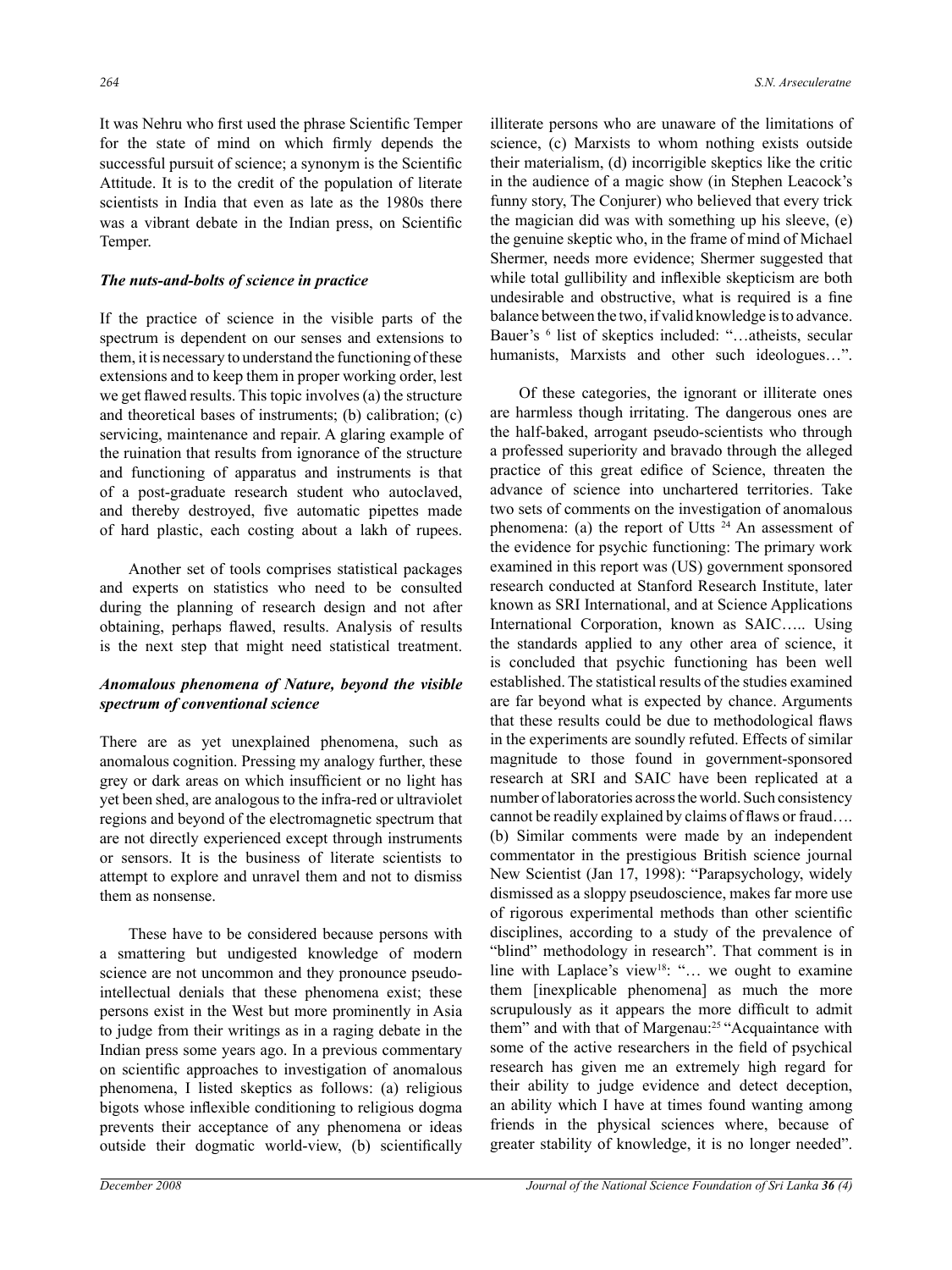It was Nehru who first used the phrase Scientific Temper for the state of mind on which firmly depends the successful pursuit of science; a synonym is the Scientific Attitude. It is to the credit of the population of literate scientists in India that even as late as the 1980s there was a vibrant debate in the Indian press, on Scientific Temper.

### *The nuts-and-bolts of science in practice*

If the practice of science in the visible parts of the spectrum is dependent on our senses and extensions to them, it is necessary to understand the functioning of these extensions and to keep them in proper working order, lest we get flawed results. This topic involves (a) the structure and theoretical bases of instruments; (b) calibration; (c) servicing, maintenance and repair. A glaring example of the ruination that results from ignorance of the structure and functioning of apparatus and instruments is that of a post-graduate research student who autoclaved, and thereby destroyed, five automatic pipettes made of hard plastic, each costing about a lakh of rupees.

Another set of tools comprises statistical packages and experts on statistics who need to be consulted during the planning of research design and not after obtaining, perhaps flawed, results. Analysis of results is the next step that might need statistical treatment.

### *Anomalous phenomena of Nature, beyond the visible spectrum of conventional science*

There are as yet unexplained phenomena, such as anomalous cognition. Pressing my analogy further, these grey or dark areas on which insufficient or no light has yet been shed, are analogous to the infra-red or ultraviolet regions and beyond of the electromagnetic spectrum that are not directly experienced except through instruments or sensors. It is the business of literate scientists to attempt to explore and unravel them and not to dismiss them as nonsense.

These have to be considered because persons with a smattering but undigested knowledge of modern science are not uncommon and they pronounce pseudo-intellectual denials that these phenomena exist; these persons exist in the West but more prominently in Asia to judge from their writings as in a raging debate in the Indian press some years ago. In a previous commentary on scientific approaches to investigation of anomalous phenomena, I listed skeptics as follows: (a) religious bigots whose inflexible conditioning to religious dogma prevents their acceptance of any phenomena or ideas outside their dogmatic world-view, (b) scientifically illiterate persons who are unaware of the limitations of science, (c) Marxists to whom nothing exists outside their materialism, (d) incorrigible skeptics like the critic in the audience of a magic show (in Stephen Leacock's funny story, The Conjurer) who believed that every trick the magician did was with something up his sleeve, (e) the genuine skeptic who, in the frame of mind of Michael Shermer, needs more evidence; Shermer suggested that while total gullibility and inflexible skepticism are both undesirable and obstructive, what is required is a fine balance between the two, if valid knowledge is to advance. Bauer's [6] list of skeptics included: "…atheists, secular humanists, Marxists and other such ideologues…".

Of these categories, the ignorant or illiterate ones are harmless though irritating. The dangerous ones are the half-baked, arrogant pseudo-scientists who through a professed superiority and bravado through the alleged practice of this great edifice of Science, threaten the advance of science into unchartered territories. Take two sets of comments on the investigation of anomalous phenomena: (a) the report of Utts [24] An assessment of the evidence for psychic functioning: The primary work examined in this report was (US) government sponsored research conducted at Stanford Research Institute, later known as SRI International, and at Science Applications International Corporation, known as SAIC….. Using the standards applied to any other area of science, it is concluded that psychic functioning has been well established. The statistical results of the studies examined are far beyond what is expected by chance. Arguments that these results could be due to methodological flaws in the experiments are soundly refuted. Effects of similar magnitude to those found in government-sponsored research at SRI and SAIC have been replicated at a number of laboratories across the world. Such consistency cannot be readily explained by claims of flaws or fraud…. (b) Similar comments were made by an independent commentator in the prestigious British science journal New Scientist (Jan 17, 1998): "Parapsychology, widely dismissed as a sloppy pseudoscience, makes far more use of rigorous experimental methods than other scientific disciplines, according to a study of the prevalence of "blind" methodology in research". That comment is in line with Laplace's view[18]: "… we ought to examine them [inexplicable phenomena] as much the more scrupulously as it appears the more difficult to admit them" and with that of Margenau:[25] "Acquaintance with some of the active researchers in the field of psychical research has given me an extremely high regard for their ability to judge evidence and detect deception, an ability which I have at times found wanting among friends in the physical sciences where, because of greater stability of knowledge, it is no longer needed".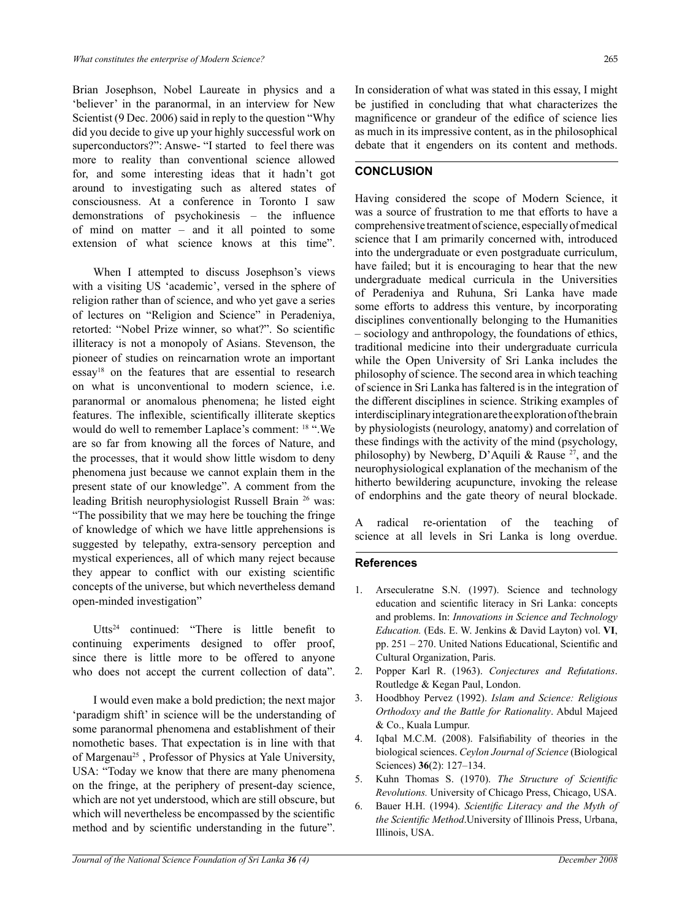Brian Josephson, Nobel Laureate in physics and a 'believer' in the paranormal, in an interview for New Scientist (9 Dec. 2006) said in reply to the question "Why did you decide to give up your highly successful work on superconductors?": Answe- "I started to feel there was more to reality than conventional science allowed for, and some interesting ideas that it hadn't got around to investigating such as altered states of consciousness. At a conference in Toronto I saw demonstrations of psychokinesis – the influence of mind on matter – and it all pointed to some extension of what science knows at this time".

When I attempted to discuss Josephson's views with a visiting US 'academic', versed in the sphere of religion rather than of science, and who yet gave a series of lectures on "Religion and Science" in Peradeniya, retorted: "Nobel Prize winner, so what?". So scientific illiteracy is not a monopoly of Asians. Stevenson, the pioneer of studies on reincarnation wrote an important essay[18] on the features that are essential to research on what is unconventional to modern science, i.e. paranormal or anomalous phenomena; he listed eight features. The inflexible, scientifically illiterate skeptics would do well to remember Laplace's comment: [18] ".We are so far from knowing all the forces of Nature, and the processes, that it would show little wisdom to deny phenomena just because we cannot explain them in the present state of our knowledge". A comment from the leading British neurophysiologist Russell Brain [26] was: "The possibility that we may here be touching the fringe of knowledge of which we have little apprehensions is suggested by telepathy, extra-sensory perception and mystical experiences, all of which many reject because they appear to conflict with our existing scientific concepts of the universe, but which nevertheless demand open-minded investigation"

Utts[24] continued: "There is little benefit to continuing experiments designed to offer proof, since there is little more to be offered to anyone who does not accept the current collection of data".

I would even make a bold prediction; the next major 'paradigm shift' in science will be the understanding of some paranormal phenomena and establishment of their nomothetic bases. That expectation is in line with that of Margenau[25] , Professor of Physics at Yale University, USA: "Today we know that there are many phenomena on the fringe, at the periphery of present-day science, which are not yet understood, which are still obscure, but which will nevertheless be encompassed by the scientific method and by scientific understanding in the future".

In consideration of what was stated in this essay, I might be justified in concluding that what characterizes the magnificence or grandeur of the edifice of science lies as much in its impressive content, as in the philosophical debate that it engenders on its content and methods.

## CONCLUSION

Having considered the scope of Modern Science, it was a source of frustration to me that efforts to have a comprehensive treatment of science, especially of medical science that I am primarily concerned with, introduced into the undergraduate or even postgraduate curriculum, have failed; but it is encouraging to hear that the new undergraduate medical curricula in the Universities of Peradeniya and Ruhuna, Sri Lanka have made some efforts to address this venture, by incorporating disciplines conventionally belonging to the Humanities – sociology and anthropology, the foundations of ethics, traditional medicine into their undergraduate curricula while the Open University of Sri Lanka includes the philosophy of science. The second area in which teaching of science in Sri Lanka has faltered is in the integration of the different disciplines in science. Striking examples of interdisciplinary integration are the exploration of the brain by physiologists (neurology, anatomy) and correlation of these findings with the activity of the mind (psychology, philosophy) by Newberg, D'Aquili & Rause [27], and the neurophysiological explanation of the mechanism of the hitherto bewildering acupuncture, invoking the release of endorphins and the gate theory of neural blockade.

A radical re-orientation of the teaching of science at all levels in Sri Lanka is long overdue.

## References

1. Arseculeratne S.N. (1997). Science and technology education and scientific literacy in Sri Lanka: concepts and problems. In: *Innovations in Science and Technology Education.* (Eds. E. W. Jenkins & David Layton) vol. **VI**, pp. 251 – 270. United Nations Educational, Scientific and Cultural Organization, Paris.
2. Popper Karl R. (1963). *Conjectures and Refutations*. Routledge & Kegan Paul, London.
3. Hoodbhoy Pervez (1992). *Islam and Science: Religious Orthodoxy and the Battle for Rationality*. Abdul Majeed & Co., Kuala Lumpur.
4. Iqbal M.C.M. (2008). Falsifiability of theories in the biological sciences. *Ceylon Journal of Science* (Biological Sciences) **36**(2): 127–134.
5. Kuhn Thomas S. (1970). *The Structure of Scientific Revolutions.* University of Chicago Press, Chicago, USA.
6. Bauer H.H. (1994). *Scientific Literacy and the Myth of the Scientific Method*.University of Illinois Press, Urbana, Illinois, USA.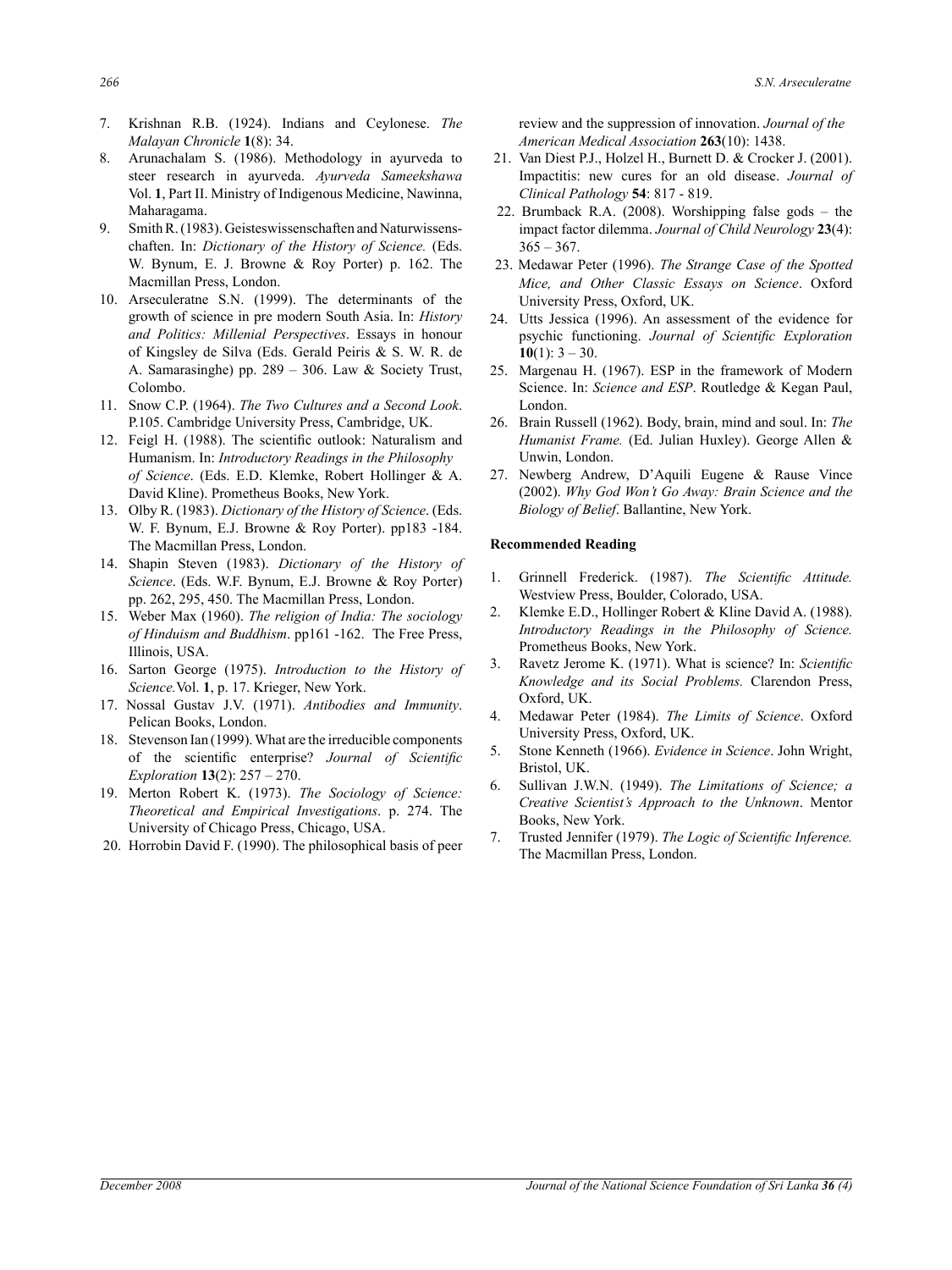7. Krishnan R.B. (1924). Indians and Ceylonese. *The Malayan Chronicle* **1**(8): 34.
8. Arunachalam S. (1986). Methodology in ayurveda to steer research in ayurveda. *Ayurveda Sameekshawa* Vol. **1**, Part II. Ministry of Indigenous Medicine, Nawinna, Maharagama.
9. Smith R. (1983). Geisteswissenschaften and Naturwissenschaften. In: *Dictionary of the History of Science.* (Eds. W. Bynum, E. J. Browne & Roy Porter) p. 162. The Macmillan Press, London.
10. Arseculeratne S.N. (1999). The determinants of the growth of science in pre modern South Asia. In: *History and Politics: Millenial Perspectives*. Essays in honour of Kingsley de Silva (Eds. Gerald Peiris & S. W. R. de A. Samarasinghe) pp. 289 – 306. Law & Society Trust, Colombo.
11. Snow C.P. (1964). *The Two Cultures and a Second Look*. P.105. Cambridge University Press, Cambridge, UK.
12. Feigl H. (1988). The scientific outlook: Naturalism and Humanism. In: *Introductory Readings in the Philosophy of Science*. (Eds. E.D. Klemke, Robert Hollinger & A. David Kline). Prometheus Books, New York.
13. Olby R. (1983). *Dictionary of the History of Science*. (Eds. W. F. Bynum, E.J. Browne & Roy Porter). pp183 -184. The Macmillan Press, London.
14. Shapin Steven (1983). *Dictionary of the History of Science*. (Eds. W.F. Bynum, E.J. Browne & Roy Porter) pp. 262, 295, 450. The Macmillan Press, London.
15. Weber Max (1960). *The religion of India: The sociology of Hinduism and Buddhism*. pp161 -162. The Free Press, Illinois, USA.
16. Sarton George (1975). *Introduction to the History of Science.*Vol. **1**, p. 17. Krieger, New York.
17. Nossal Gustav J.V. (1971). *Antibodies and Immunity*. Pelican Books, London.
18. Stevenson Ian (1999). What are the irreducible components of the scientific enterprise? *Journal of Scientific Exploration* **13**(2): 257 – 270.
19. Merton Robert K. (1973). *The Sociology of Science: Theoretical and Empirical Investigations*. p. 274. The University of Chicago Press, Chicago, USA.
20. Horrobin David F. (1990). The philosophical basis of peer review and the suppression of innovation. *Journal of the American Medical Association* **263**(10): 1438.
21. Van Diest P.J., Holzel H., Burnett D. & Crocker J. (2001). Impactitis: new cures for an old disease. *Journal of Clinical Pathology* **54**: 817 - 819.
22. Brumback R.A. (2008). Worshipping false gods – the impact factor dilemma. *Journal of Child Neurology* **23**(4): 365 – 367.
23. Medawar Peter (1996). *The Strange Case of the Spotted Mice, and Other Classic Essays on Science*. Oxford University Press, Oxford, UK.
24. Utts Jessica (1996). An assessment of the evidence for psychic functioning. *Journal of Scientific Exploration* **10**(1): 3 – 30.
25. Margenau H. (1967). ESP in the framework of Modern Science. In: *Science and ESP*. Routledge & Kegan Paul, London.
26. Brain Russell (1962). Body, brain, mind and soul. In: *The Humanist Frame.* (Ed. Julian Huxley). George Allen & Unwin, London.
27. Newberg Andrew, D'Aquili Eugene & Rause Vince (2002). *Why God Won't Go Away: Brain Science and the Biology of Belief*. Ballantine, New York.

### Recommended Reading

1. Grinnell Frederick. (1987). *The Scientific Attitude.* Westview Press, Boulder, Colorado, USA.
2. Klemke E.D., Hollinger Robert & Kline David A. (1988). *Introductory Readings in the Philosophy of Science.* Prometheus Books, New York.
3. Ravetz Jerome K. (1971). What is science? In: *Scientific Knowledge and its Social Problems.* Clarendon Press, Oxford, UK.
4. Medawar Peter (1984). *The Limits of Science*. Oxford University Press, Oxford, UK.
5. Stone Kenneth (1966). *Evidence in Science*. John Wright, Bristol, UK.
6. Sullivan J.W.N. (1949). *The Limitations of Science; a Creative Scientist's Approach to the Unknown*. Mentor Books, New York.
7. Trusted Jennifer (1979). *The Logic of Scientific Inference.* The Macmillan Press, London.